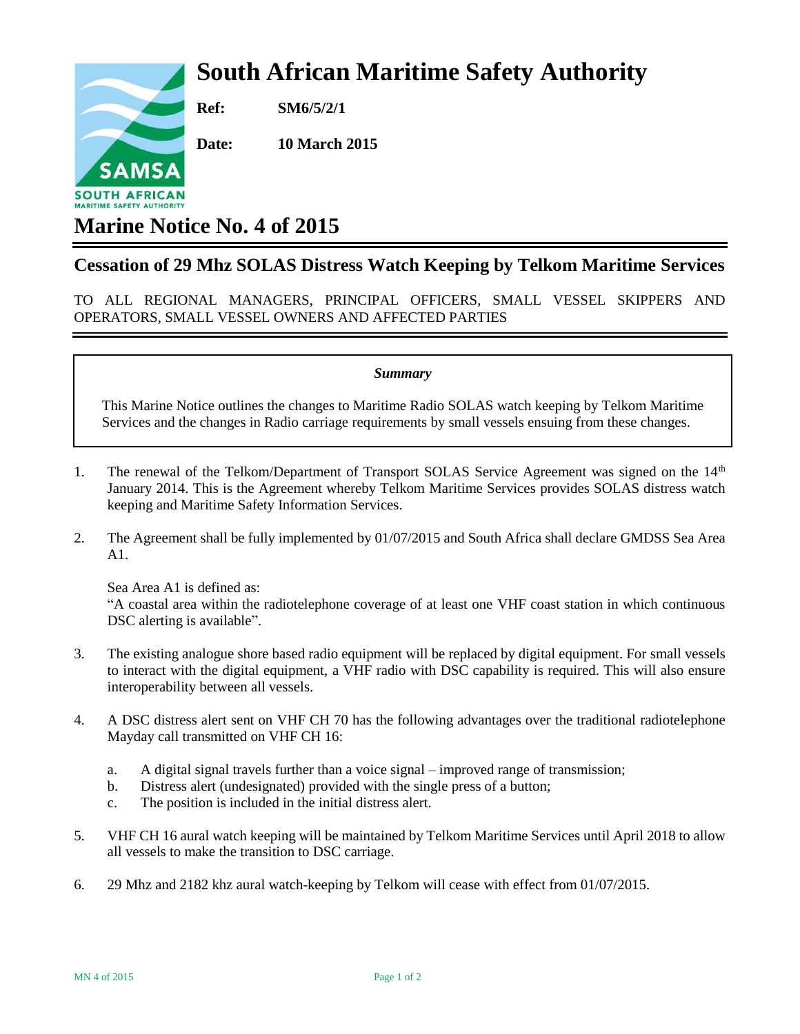# South African Maritime Safety Authority

**Ref:** SM6/5/2/1

**Date:** 10 March 2015

# Marine Notice No. 4 of 2015

## Cessation of 29 Mhz SOLAS Distress Watch Keeping by Telkom Maritime Services

TO ALL REGIONAL MANAGERS, PRINCIPAL OFFICERS, SMALL VESSEL SKIPPERS AND OPERATORS, SMALL VESSEL OWNERS AND AFFECTED PARTIES

***Summary***

This Marine Notice outlines the changes to Maritime Radio SOLAS watch keeping by Telkom Maritime Services and the changes in Radio carriage requirements by small vessels ensuing from these changes.

1. The renewal of the Telkom/Department of Transport SOLAS Service Agreement was signed on the 14th January 2014. This is the Agreement whereby Telkom Maritime Services provides SOLAS distress watch keeping and Maritime Safety Information Services.

2. The Agreement shall be fully implemented by 01/07/2015 and South Africa shall declare GMDSS Sea Area A1.

   Sea Area A1 is defined as:
   "A coastal area within the radiotelephone coverage of at least one VHF coast station in which continuous DSC alerting is available".

3. The existing analogue shore based radio equipment will be replaced by digital equipment. For small vessels to interact with the digital equipment, a VHF radio with DSC capability is required. This will also ensure interoperability between all vessels.

4. A DSC distress alert sent on VHF CH 70 has the following advantages over the traditional radiotelephone Mayday call transmitted on VHF CH 16:

   a. A digital signal travels further than a voice signal – improved range of transmission;
   b. Distress alert (undesignated) provided with the single press of a button;
   c. The position is included in the initial distress alert.

5. VHF CH 16 aural watch keeping will be maintained by Telkom Maritime Services until April 2018 to allow all vessels to make the transition to DSC carriage.

6. 29 Mhz and 2182 khz aural watch-keeping by Telkom will cease with effect from 01/07/2015.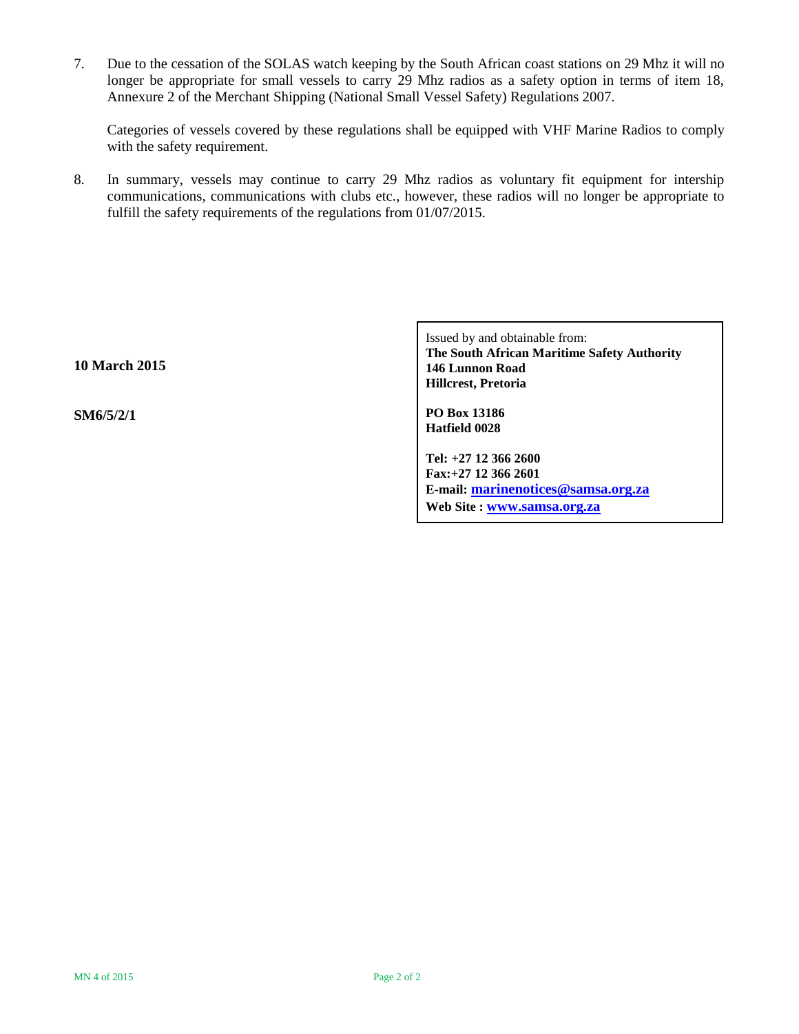7. Due to the cessation of the SOLAS watch keeping by the South African coast stations on 29 Mhz it will no longer be appropriate for small vessels to carry 29 Mhz radios as a safety option in terms of item 18, Annexure 2 of the Merchant Shipping (National Small Vessel Safety) Regulations 2007.

   Categories of vessels covered by these regulations shall be equipped with VHF Marine Radios to comply with the safety requirement.

8. In summary, vessels may continue to carry 29 Mhz radios as voluntary fit equipment for intership communications, communications with clubs etc., however, these radios will no longer be appropriate to fulfill the safety requirements of the regulations from 01/07/2015.

**10 March 2015**

**SM6/5/2/1**

Issued by and obtainable from:
**The South African Maritime Safety Authority**
**146 Lunnon Road**
**Hillcrest, Pretoria**

**PO Box 13186**
**Hatfield 0028**

**Tel: +27 12 366 2600**
**Fax:+27 12 366 2601**
**E-mail: marinenotices@samsa.org.za**
**Web Site : www.samsa.org.za**